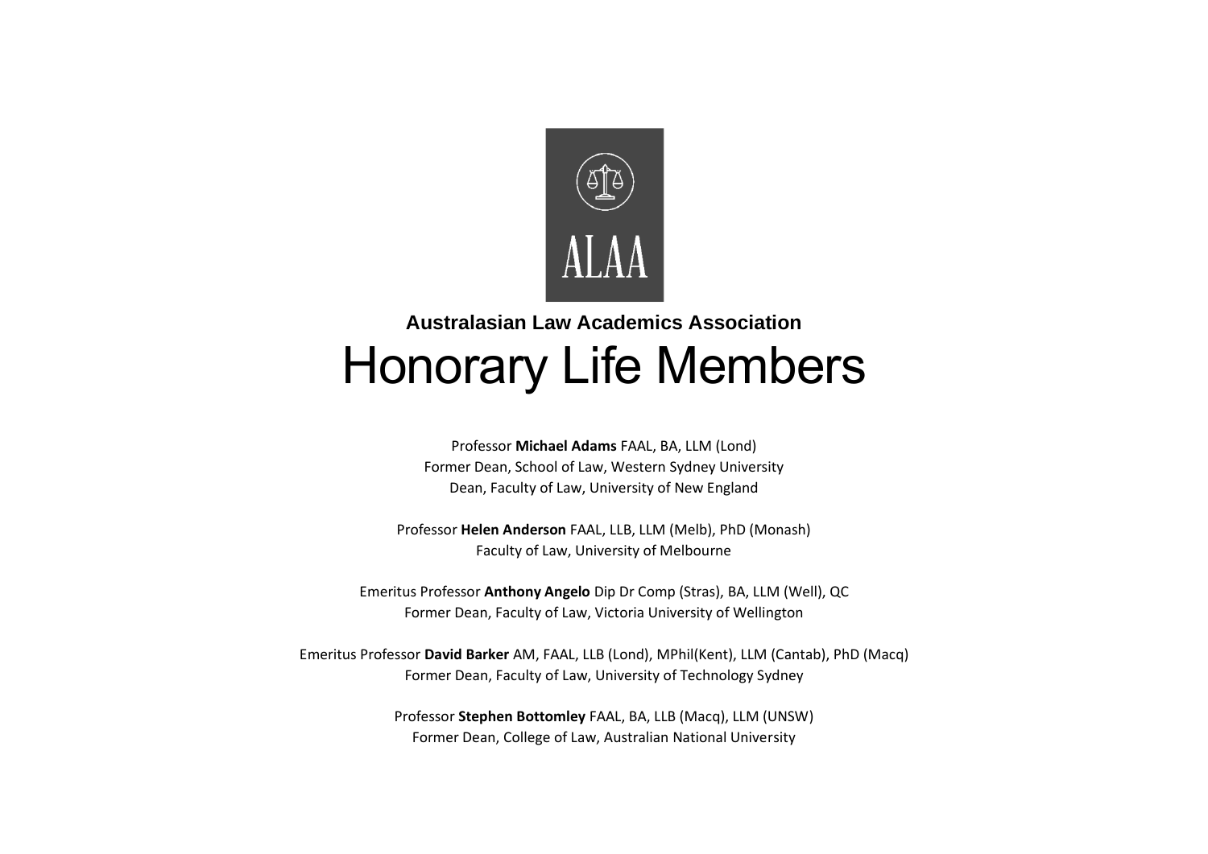ALAA

**Australasian Law Academics Association**

# Honorary Life Members

Professor **Michael Adams** FAAL, BA, LLM (Lond)
Former Dean, School of Law, Western Sydney University
Dean, Faculty of Law, University of New England

Professor **Helen Anderson** FAAL, LLB, LLM (Melb), PhD (Monash)
Faculty of Law, University of Melbourne

Emeritus Professor **Anthony Angelo** Dip Dr Comp (Stras), BA, LLM (Well), QC
Former Dean, Faculty of Law, Victoria University of Wellington

Emeritus Professor **David Barker** AM, FAAL, LLB (Lond), MPhil(Kent), LLM (Cantab), PhD (Macq)
Former Dean, Faculty of Law, University of Technology Sydney

Professor **Stephen Bottomley** FAAL, BA, LLB (Macq), LLM (UNSW)
Former Dean, College of Law, Australian National University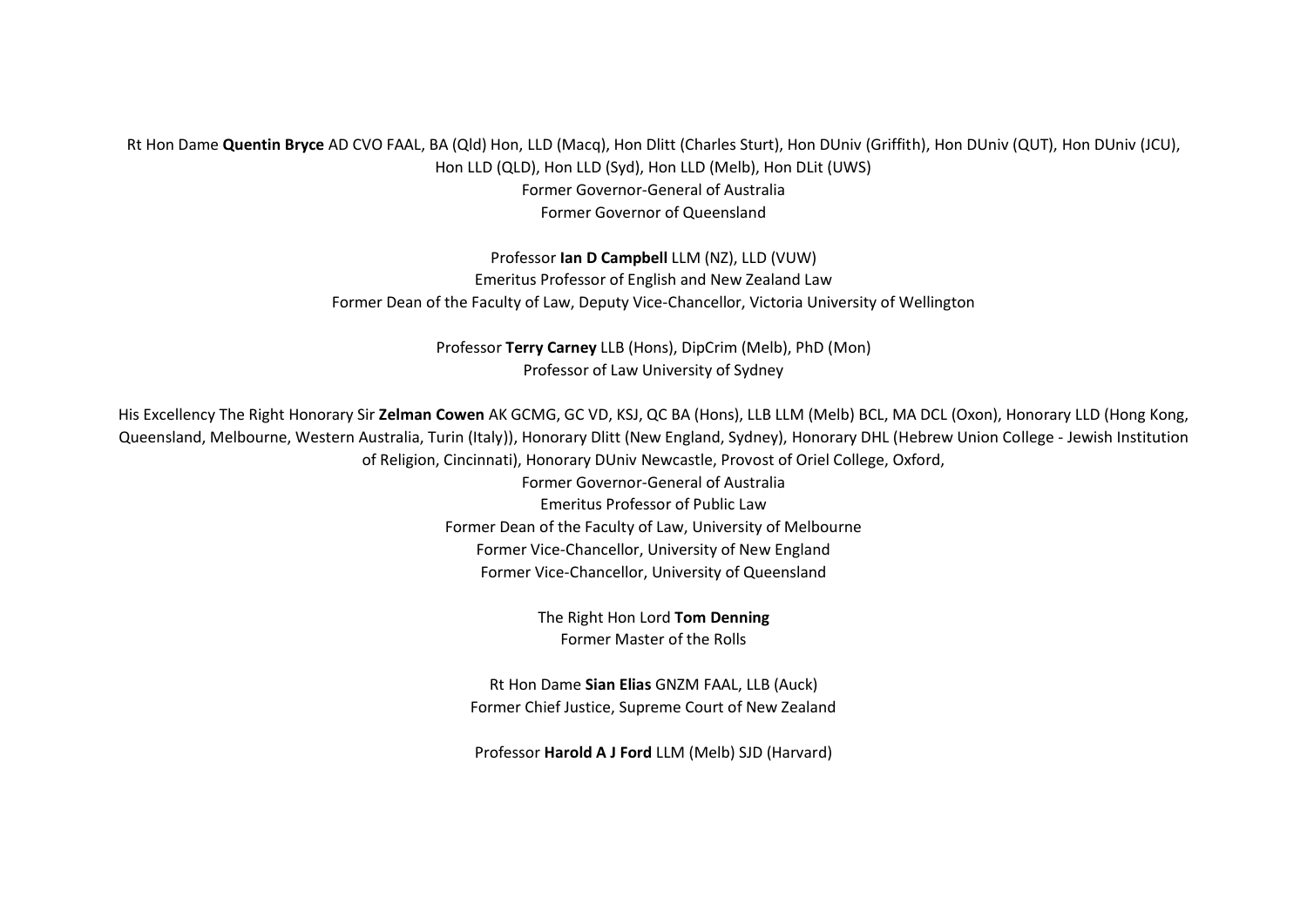Rt Hon Dame **Quentin Bryce** AD CVO FAAL, BA (Qld) Hon, LLD (Macq), Hon Dlitt (Charles Sturt), Hon DUniv (Griffith), Hon DUniv (QUT), Hon DUniv (JCU), Hon LLD (QLD), Hon LLD (Syd), Hon LLD (Melb), Hon DLit (UWS)
Former Governor-General of Australia
Former Governor of Queensland

Professor **Ian D Campbell** LLM (NZ), LLD (VUW)
Emeritus Professor of English and New Zealand Law
Former Dean of the Faculty of Law, Deputy Vice-Chancellor, Victoria University of Wellington

Professor **Terry Carney** LLB (Hons), DipCrim (Melb), PhD (Mon)
Professor of Law University of Sydney

His Excellency The Right Honorary Sir **Zelman Cowen** AK GCMG, GC VD, KSJ, QC BA (Hons), LLB LLM (Melb) BCL, MA DCL (Oxon), Honorary LLD (Hong Kong, Queensland, Melbourne, Western Australia, Turin (Italy)), Honorary Dlitt (New England, Sydney), Honorary DHL (Hebrew Union College - Jewish Institution of Religion, Cincinnati), Honorary DUniv Newcastle, Provost of Oriel College, Oxford,
Former Governor-General of Australia
Emeritus Professor of Public Law
Former Dean of the Faculty of Law, University of Melbourne
Former Vice-Chancellor, University of New England
Former Vice-Chancellor, University of Queensland

The Right Hon Lord **Tom Denning**
Former Master of the Rolls

Rt Hon Dame **Sian Elias** GNZM FAAL, LLB (Auck)
Former Chief Justice, Supreme Court of New Zealand

Professor **Harold A J Ford** LLM (Melb) SJD (Harvard)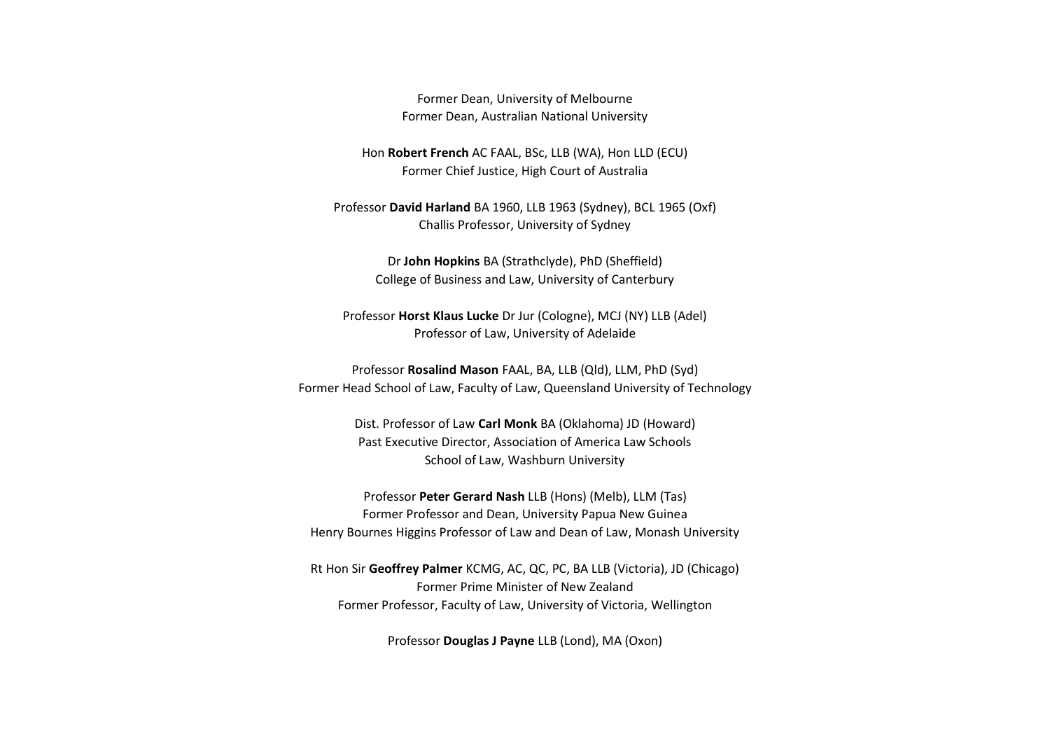Former Dean, University of Melbourne
Former Dean, Australian National University

Hon **Robert French** AC FAAL, BSc, LLB (WA), Hon LLD (ECU)
Former Chief Justice, High Court of Australia

Professor **David Harland** BA 1960, LLB 1963 (Sydney), BCL 1965 (Oxf)
Challis Professor, University of Sydney

Dr **John Hopkins** BA (Strathclyde), PhD (Sheffield)
College of Business and Law, University of Canterbury

Professor **Horst Klaus Lucke** Dr Jur (Cologne), MCJ (NY) LLB (Adel)
Professor of Law, University of Adelaide

Professor **Rosalind Mason** FAAL, BA, LLB (Qld), LLM, PhD (Syd)
Former Head School of Law, Faculty of Law, Queensland University of Technology

Dist. Professor of Law **Carl Monk** BA (Oklahoma) JD (Howard)
Past Executive Director, Association of America Law Schools
School of Law, Washburn University

Professor **Peter Gerard Nash** LLB (Hons) (Melb), LLM (Tas)
Former Professor and Dean, University Papua New Guinea
Henry Bournes Higgins Professor of Law and Dean of Law, Monash University

Rt Hon Sir **Geoffrey Palmer** KCMG, AC, QC, PC, BA LLB (Victoria), JD (Chicago)
Former Prime Minister of New Zealand
Former Professor, Faculty of Law, University of Victoria, Wellington

Professor **Douglas J Payne** LLB (Lond), MA (Oxon)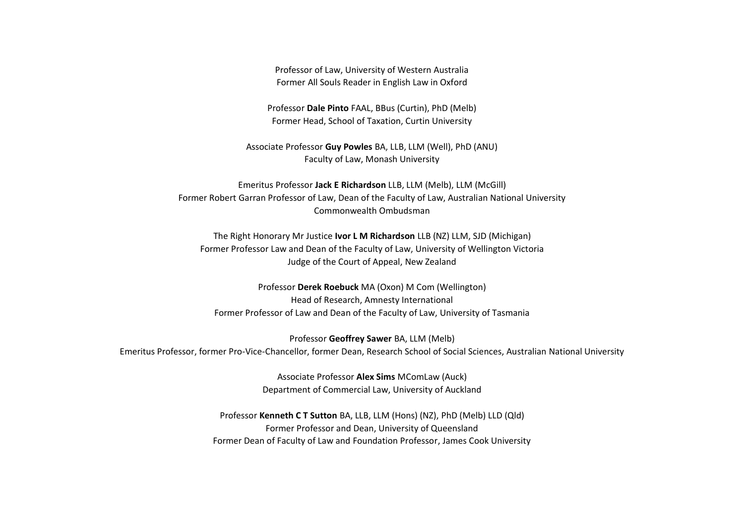Professor of Law, University of Western Australia
Former All Souls Reader in English Law in Oxford

Professor **Dale Pinto** FAAL, BBus (Curtin), PhD (Melb)
Former Head, School of Taxation, Curtin University

Associate Professor **Guy Powles** BA, LLB, LLM (Well), PhD (ANU)
Faculty of Law, Monash University

Emeritus Professor **Jack E Richardson** LLB, LLM (Melb), LLM (McGill)
Former Robert Garran Professor of Law, Dean of the Faculty of Law, Australian National University
Commonwealth Ombudsman

The Right Honorary Mr Justice **Ivor L M Richardson** LLB (NZ) LLM, SJD (Michigan)
Former Professor Law and Dean of the Faculty of Law, University of Wellington Victoria
Judge of the Court of Appeal, New Zealand

Professor **Derek Roebuck** MA (Oxon) M Com (Wellington)
Head of Research, Amnesty International
Former Professor of Law and Dean of the Faculty of Law, University of Tasmania

Professor **Geoffrey Sawer** BA, LLM (Melb)
Emeritus Professor, former Pro-Vice-Chancellor, former Dean, Research School of Social Sciences, Australian National University

Associate Professor **Alex Sims** MComLaw (Auck)
Department of Commercial Law, University of Auckland

Professor **Kenneth C T Sutton** BA, LLB, LLM (Hons) (NZ), PhD (Melb) LLD (Qld)
Former Professor and Dean, University of Queensland
Former Dean of Faculty of Law and Foundation Professor, James Cook University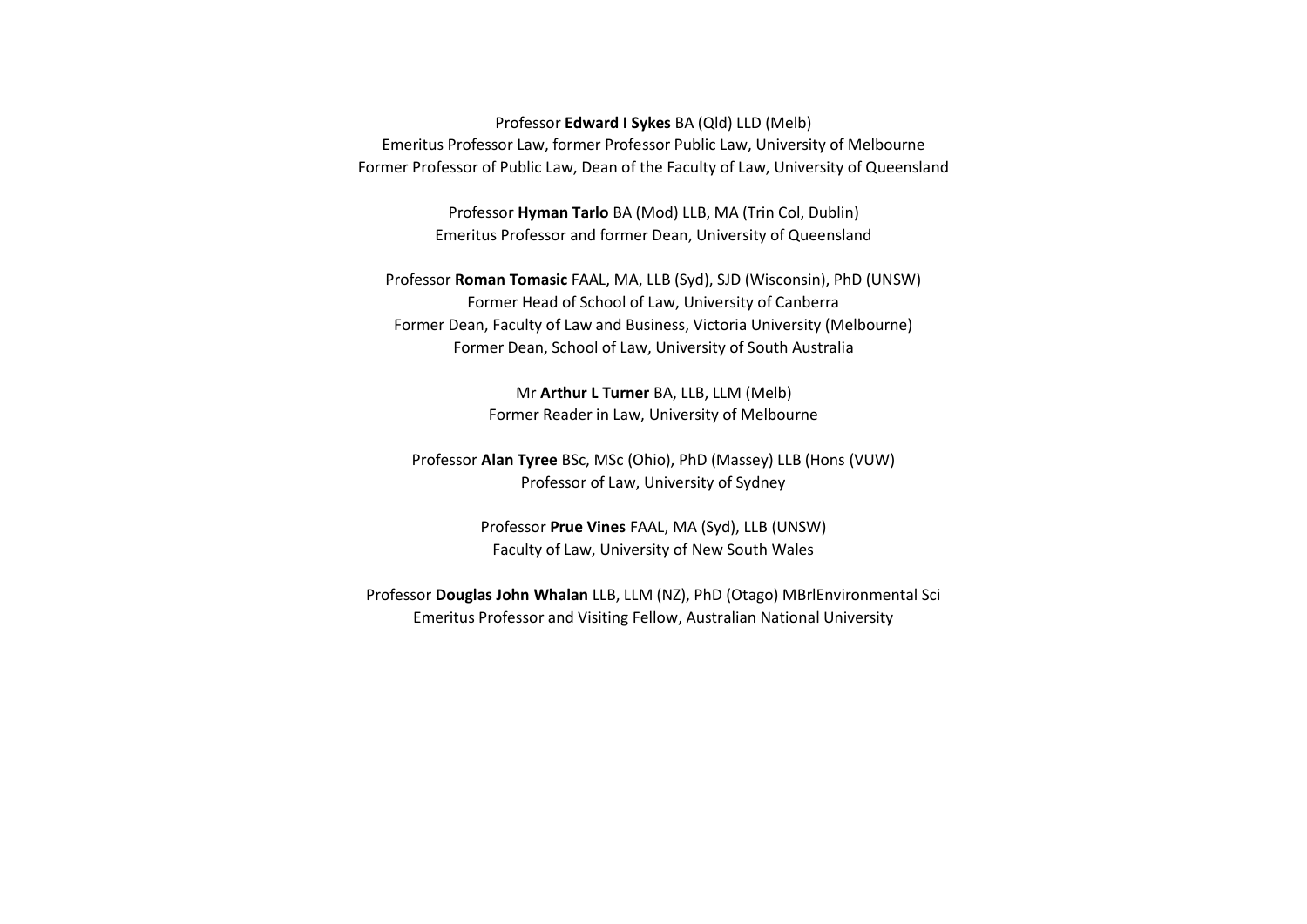Professor **Edward I Sykes** BA (Qld) LLD (Melb)
Emeritus Professor Law, former Professor Public Law, University of Melbourne
Former Professor of Public Law, Dean of the Faculty of Law, University of Queensland

Professor **Hyman Tarlo** BA (Mod) LLB, MA (Trin Col, Dublin)
Emeritus Professor and former Dean, University of Queensland

Professor **Roman Tomasic** FAAL, MA, LLB (Syd), SJD (Wisconsin), PhD (UNSW)
Former Head of School of Law, University of Canberra
Former Dean, Faculty of Law and Business, Victoria University (Melbourne)
Former Dean, School of Law, University of South Australia

Mr **Arthur L Turner** BA, LLB, LLM (Melb)
Former Reader in Law, University of Melbourne

Professor **Alan Tyree** BSc, MSc (Ohio), PhD (Massey) LLB (Hons (VUW)
Professor of Law, University of Sydney

Professor **Prue Vines** FAAL, MA (Syd), LLB (UNSW)
Faculty of Law, University of New South Wales

Professor **Douglas John Whalan** LLB, LLM (NZ), PhD (Otago) MBrlEnvironmental Sci
Emeritus Professor and Visiting Fellow, Australian National University